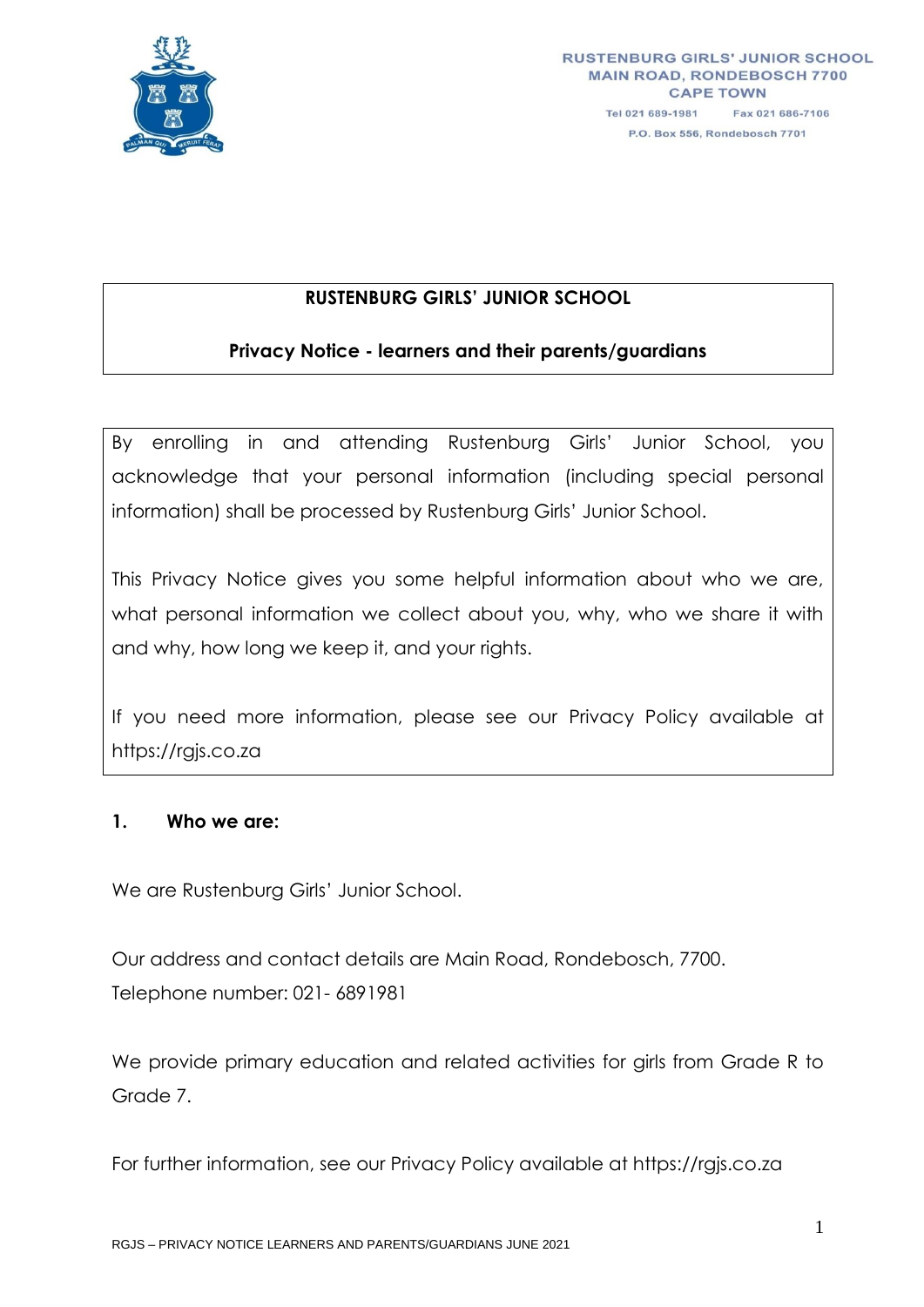RUSTENBURG GIRLS' JUNIOR SCHOOL
MAIN ROAD, RONDEBOSCH 7700
CAPE TOWN
Tel 021 689-1981 Fax 021 686-7106
P.O. Box 556, Rondebosch 7701

# RUSTENBURG GIRLS' JUNIOR SCHOOL

## Privacy Notice - learners and their parents/guardians

By enrolling in and attending Rustenburg Girls' Junior School, you acknowledge that your personal information (including special personal information) shall be processed by Rustenburg Girls' Junior School.

This Privacy Notice gives you some helpful information about who we are, what personal information we collect about you, why, who we share it with and why, how long we keep it, and your rights.

If you need more information, please see our Privacy Policy available at https://rgjs.co.za

### 1. Who we are:

We are Rustenburg Girls' Junior School.

Our address and contact details are Main Road, Rondebosch, 7700.
Telephone number: 021- 6891981

We provide primary education and related activities for girls from Grade R to Grade 7.

For further information, see our Privacy Policy available at https://rgjs.co.za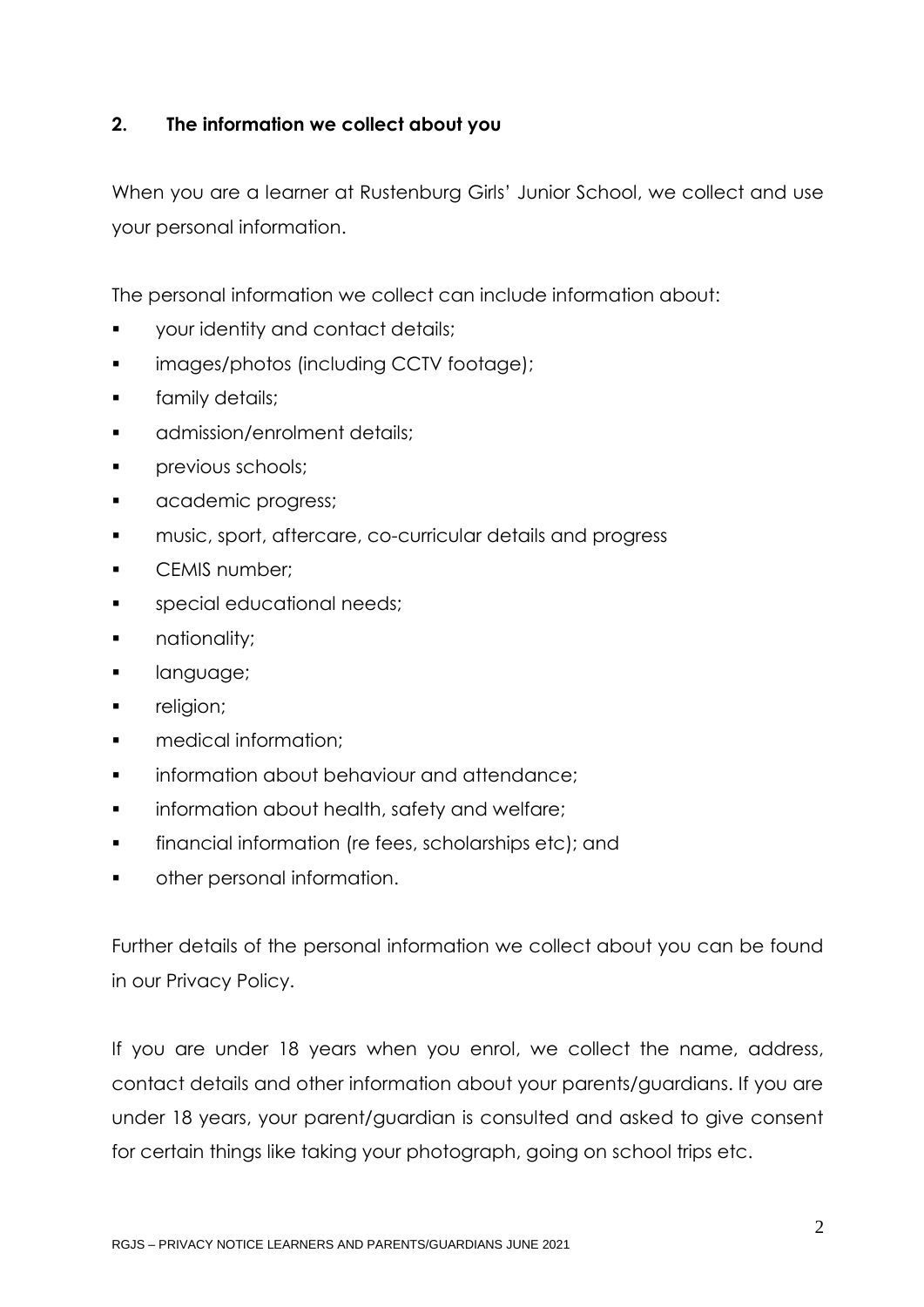## 2. The information we collect about you

When you are a learner at Rustenburg Girls' Junior School, we collect and use your personal information.

The personal information we collect can include information about:

- your identity and contact details;
- images/photos (including CCTV footage);
- family details;
- admission/enrolment details;
- previous schools;
- academic progress;
- music, sport, aftercare, co-curricular details and progress
- CEMIS number;
- special educational needs;
- nationality;
- language;
- religion;
- medical information;
- information about behaviour and attendance;
- information about health, safety and welfare;
- financial information (re fees, scholarships etc); and
- other personal information.

Further details of the personal information we collect about you can be found in our Privacy Policy.

If you are under 18 years when you enrol, we collect the name, address, contact details and other information about your parents/guardians. If you are under 18 years, your parent/guardian is consulted and asked to give consent for certain things like taking your photograph, going on school trips etc.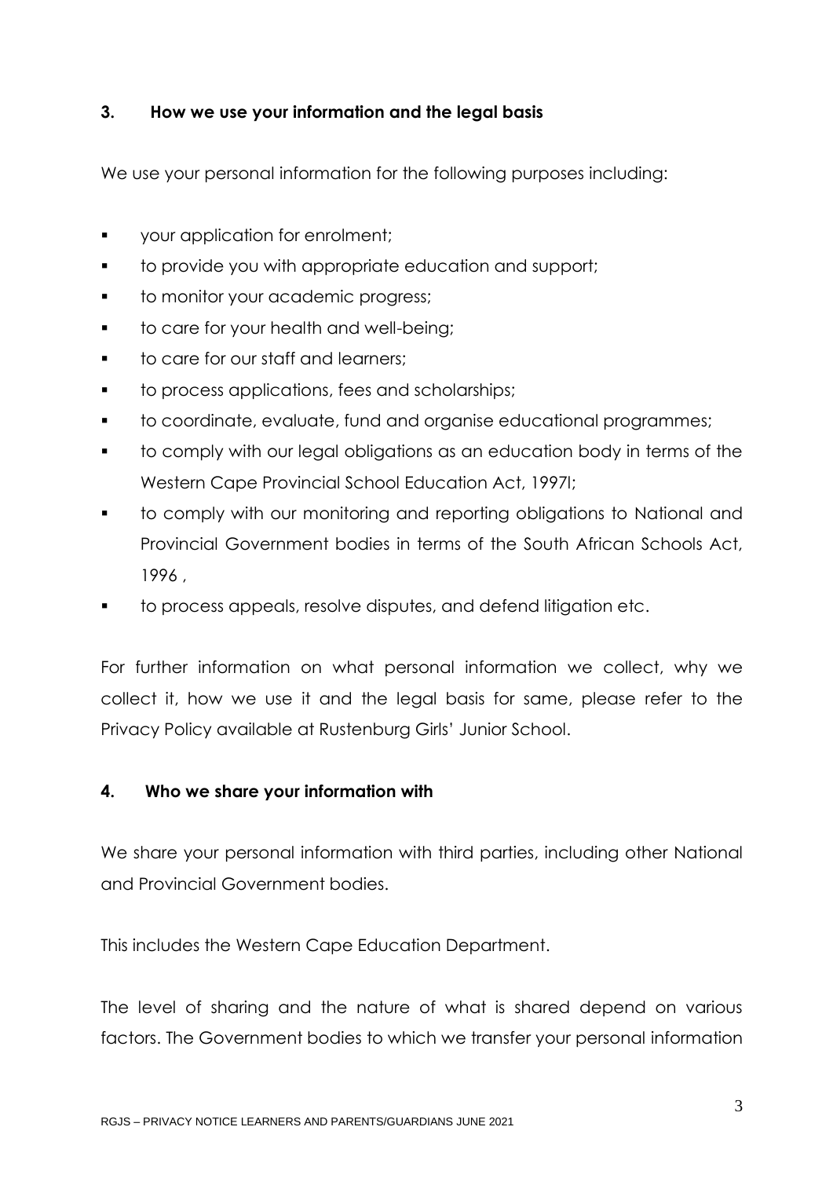## 3. How we use your information and the legal basis

We use your personal information for the following purposes including:

- your application for enrolment;
- to provide you with appropriate education and support;
- to monitor your academic progress;
- to care for your health and well-being;
- to care for our staff and learners;
- to process applications, fees and scholarships;
- to coordinate, evaluate, fund and organise educational programmes;
- to comply with our legal obligations as an education body in terms of the Western Cape Provincial School Education Act, 1997l;
- to comply with our monitoring and reporting obligations to National and Provincial Government bodies in terms of the South African Schools Act, 1996 ,
- to process appeals, resolve disputes, and defend litigation etc.

For further information on what personal information we collect, why we collect it, how we use it and the legal basis for same, please refer to the Privacy Policy available at Rustenburg Girls' Junior School.

## 4. Who we share your information with

We share your personal information with third parties, including other National and Provincial Government bodies.

This includes the Western Cape Education Department.

The level of sharing and the nature of what is shared depend on various factors. The Government bodies to which we transfer your personal information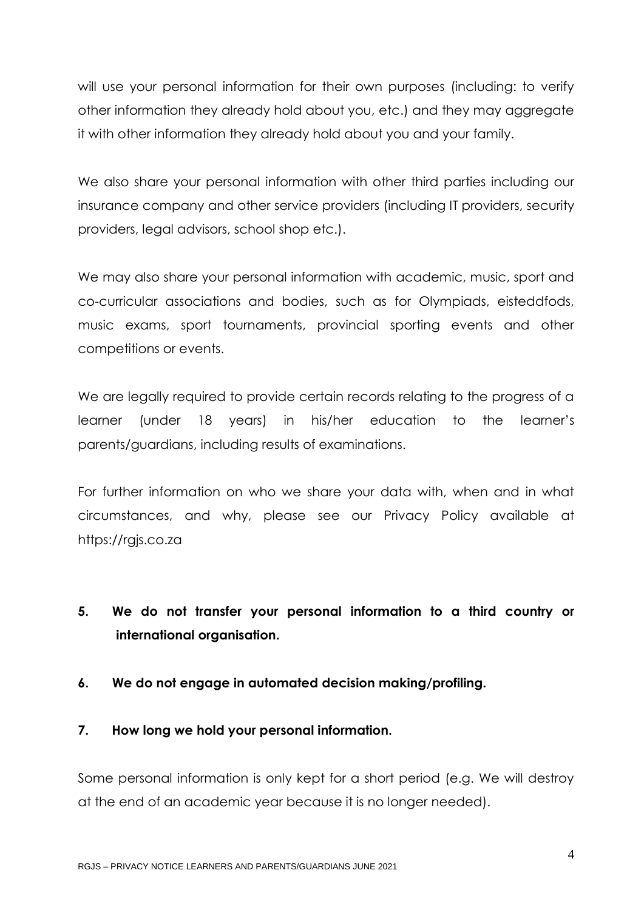will use your personal information for their own purposes (including: to verify other information they already hold about you, etc.) and they may aggregate it with other information they already hold about you and your family.

We also share your personal information with other third parties including our insurance company and other service providers (including IT providers, security providers, legal advisors, school shop etc.).

We may also share your personal information with academic, music, sport and co-curricular associations and bodies, such as for Olympiads, eisteddfods, music exams, sport tournaments, provincial sporting events and other competitions or events.

We are legally required to provide certain records relating to the progress of a learner (under 18 years) in his/her education to the learner's parents/guardians, including results of examinations.

For further information on who we share your data with, when and in what circumstances, and why, please see our Privacy Policy available at https://rgjs.co.za

**5. We do not transfer your personal information to a third country or international organisation.**

**6. We do not engage in automated decision making/profiling.**

**7. How long we hold your personal information.**

Some personal information is only kept for a short period (e.g. We will destroy at the end of an academic year because it is no longer needed).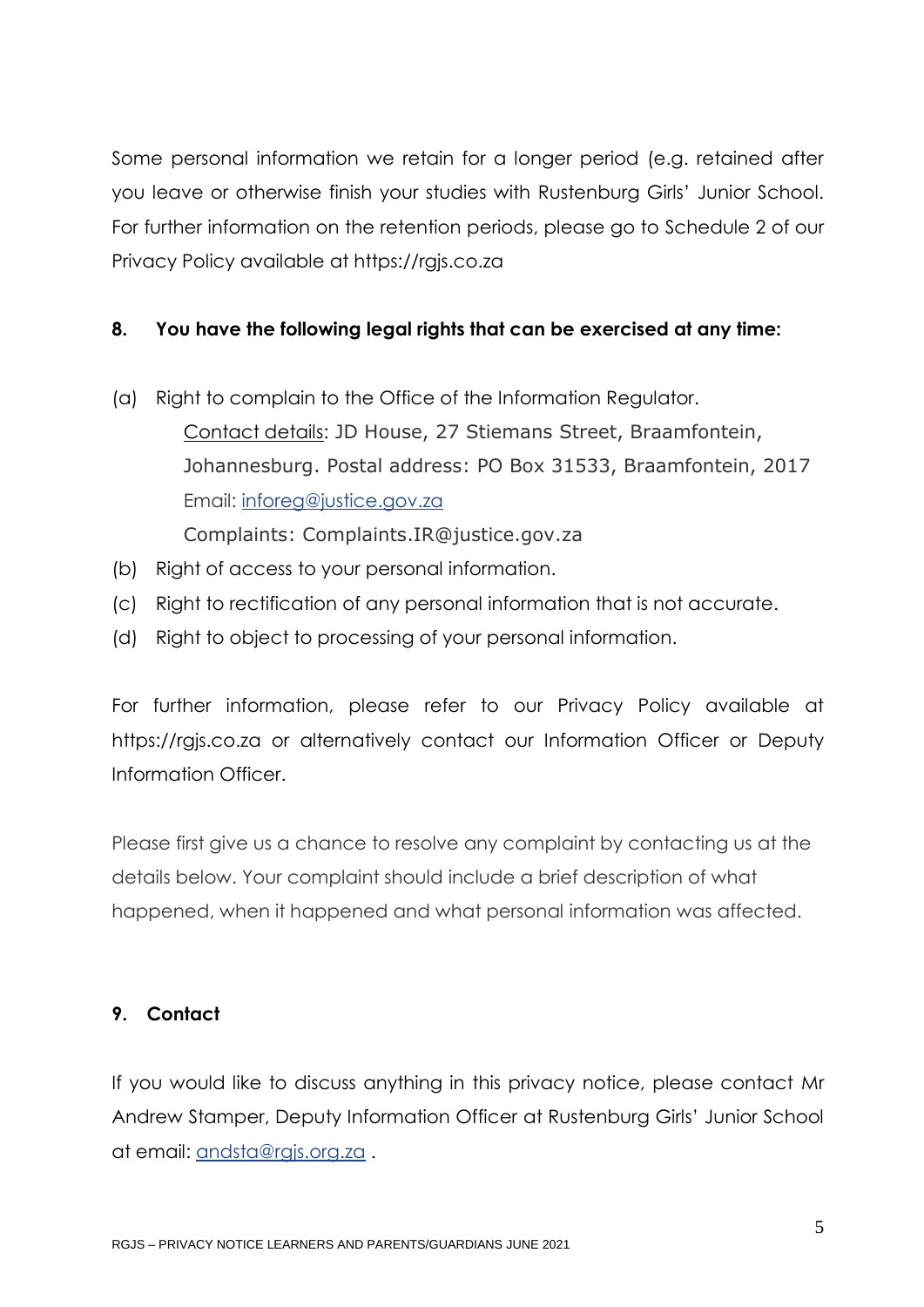Some personal information we retain for a longer period (e.g. retained after you leave or otherwise finish your studies with Rustenburg Girls' Junior School. For further information on the retention periods, please go to Schedule 2 of our Privacy Policy available at https://rgjs.co.za

**8. You have the following legal rights that can be exercised at any time:**

(a) Right to complain to the Office of the Information Regulator.
Contact details: JD House, 27 Stiemans Street, Braamfontein, Johannesburg. Postal address: PO Box 31533, Braamfontein, 2017
Email: inforeg@justice.gov.za
Complaints: Complaints.IR@justice.gov.za

(b) Right of access to your personal information.

(c) Right to rectification of any personal information that is not accurate.

(d) Right to object to processing of your personal information.

For further information, please refer to our Privacy Policy available at https://rgjs.co.za or alternatively contact our Information Officer or Deputy Information Officer.

Please first give us a chance to resolve any complaint by contacting us at the details below. Your complaint should include a brief description of what happened, when it happened and what personal information was affected.

**9. Contact**

If you would like to discuss anything in this privacy notice, please contact Mr Andrew Stamper, Deputy Information Officer at Rustenburg Girls' Junior School at email: andsta@rgjs.org.za .